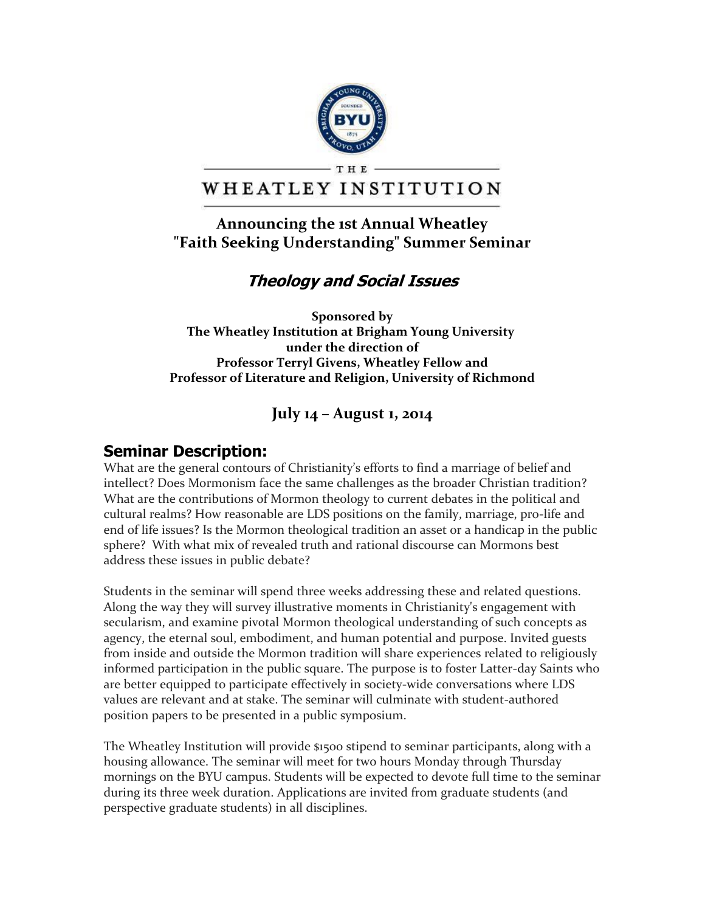THE

# WHEATLEY INSTITUTION

## Announcing the 1st Annual Wheatley "Faith Seeking Understanding" Summer Seminar

## *Theology and Social Issues*

**Sponsored by**
**The Wheatley Institution at Brigham Young University**
**under the direction of**
**Professor Terryl Givens, Wheatley Fellow and**
**Professor of Literature and Religion, University of Richmond**

### July 14 – August 1, 2014

## Seminar Description:

What are the general contours of Christianity's efforts to find a marriage of belief and intellect? Does Mormonism face the same challenges as the broader Christian tradition? What are the contributions of Mormon theology to current debates in the political and cultural realms? How reasonable are LDS positions on the family, marriage, pro-life and end of life issues? Is the Mormon theological tradition an asset or a handicap in the public sphere? With what mix of revealed truth and rational discourse can Mormons best address these issues in public debate?

Students in the seminar will spend three weeks addressing these and related questions. Along the way they will survey illustrative moments in Christianity's engagement with secularism, and examine pivotal Mormon theological understanding of such concepts as agency, the eternal soul, embodiment, and human potential and purpose. Invited guests from inside and outside the Mormon tradition will share experiences related to religiously informed participation in the public square. The purpose is to foster Latter-day Saints who are better equipped to participate effectively in society-wide conversations where LDS values are relevant and at stake. The seminar will culminate with student-authored position papers to be presented in a public symposium.

The Wheatley Institution will provide $1500 stipend to seminar participants, along with a housing allowance. The seminar will meet for two hours Monday through Thursday mornings on the BYU campus. Students will be expected to devote full time to the seminar during its three week duration. Applications are invited from graduate students (and perspective graduate students) in all disciplines.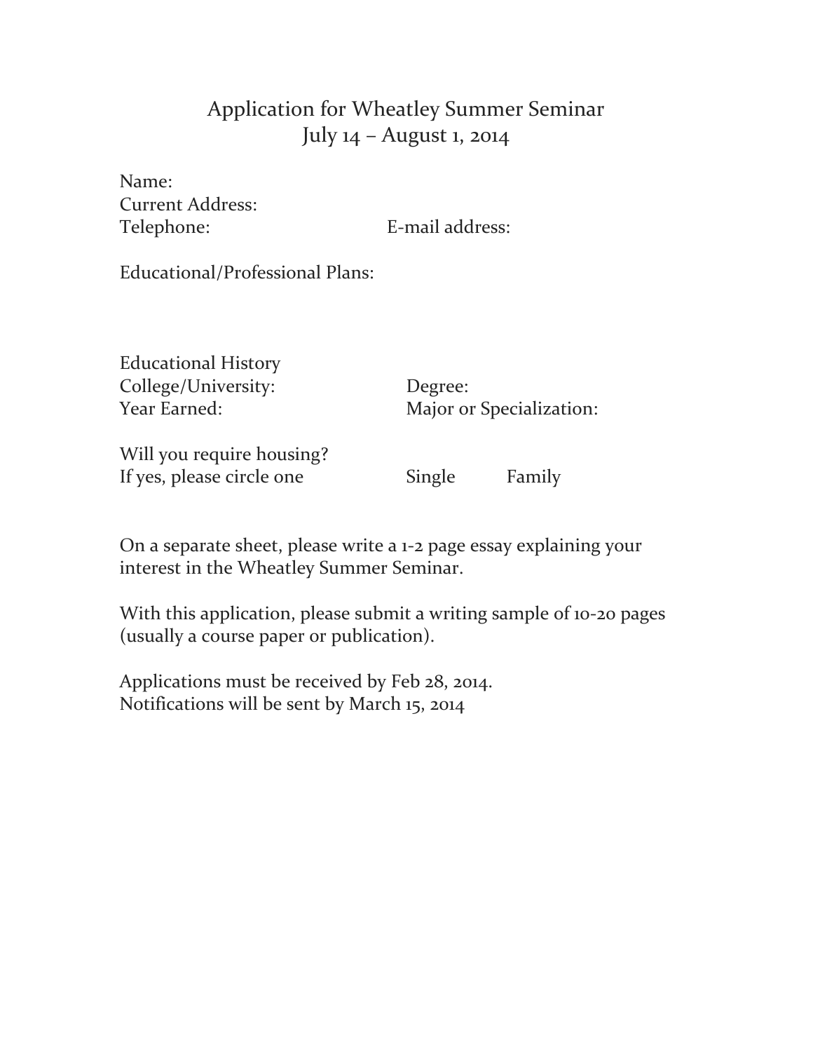# Application for Wheatley Summer Seminar
## July 14 – August 1, 2014

Name:
Current Address:
Telephone: E-mail address:

Educational/Professional Plans:

Educational History
College/University: Degree:
Year Earned: Major or Specialization:

Will you require housing?
If yes, please circle one Single Family

On a separate sheet, please write a 1-2 page essay explaining your interest in the Wheatley Summer Seminar.

With this application, please submit a writing sample of 10-20 pages (usually a course paper or publication).

Applications must be received by Feb 28, 2014.
Notifications will be sent by March 15, 2014